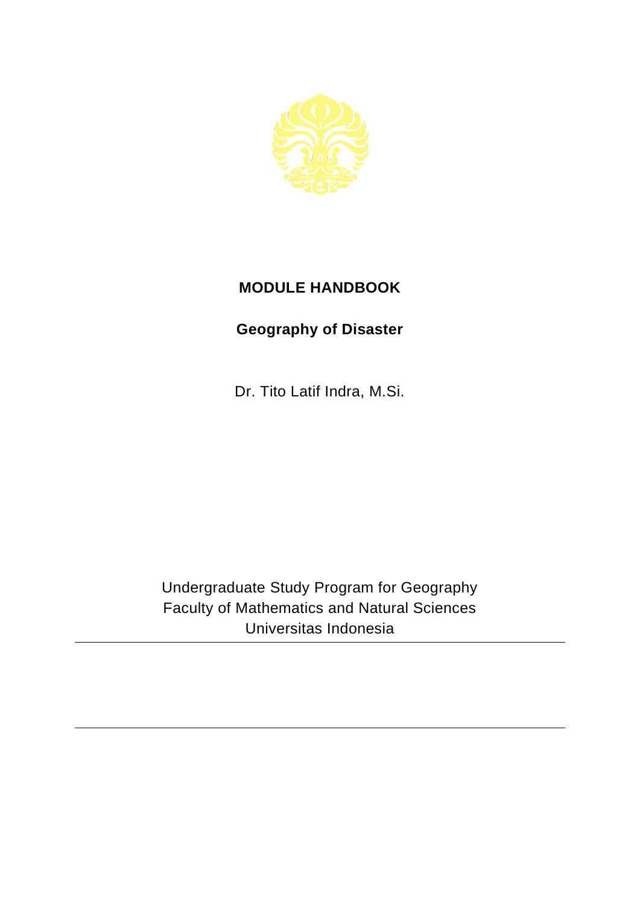# MODULE HANDBOOK

## Geography of Disaster

Dr. Tito Latif Indra, M.Si.

Undergraduate Study Program for Geography
Faculty of Mathematics and Natural Sciences
Universitas Indonesia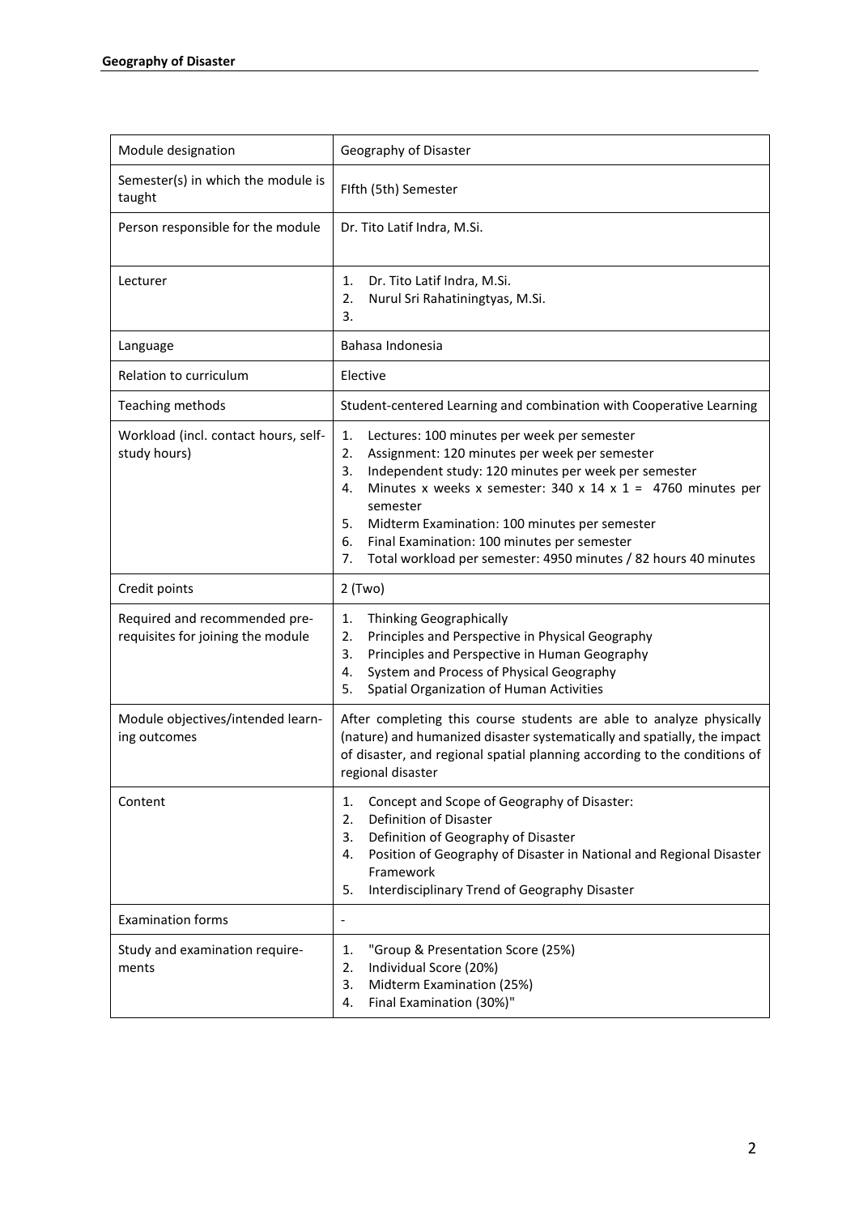| Module designation | Geography of Disaster |
|---|---|
| Semester(s) in which the module is taught | FIfth (5th) Semester |
| Person responsible for the module | Dr. Tito Latif Indra, M.Si. |
| Lecturer | 1. Dr. Tito Latif Indra, M.Si.<br>2. Nurul Sri Rahatiningtyas, M.Si.<br>3. |
| Language | Bahasa Indonesia |
| Relation to curriculum | Elective |
| Teaching methods | Student-centered Learning and combination with Cooperative Learning |
| Workload (incl. contact hours, self-study hours) | 1. Lectures: 100 minutes per week per semester<br>2. Assignment: 120 minutes per week per semester<br>3. Independent study: 120 minutes per week per semester<br>4. Minutes x weeks x semester: 340 x 14 x 1 = 4760 minutes per semester<br>5. Midterm Examination: 100 minutes per semester<br>6. Final Examination: 100 minutes per semester<br>7. Total workload per semester: 4950 minutes / 82 hours 40 minutes |
| Credit points | 2 (Two) |
| Required and recommended pre-requisites for joining the module | 1. Thinking Geographically<br>2. Principles and Perspective in Physical Geography<br>3. Principles and Perspective in Human Geography<br>4. System and Process of Physical Geography<br>5. Spatial Organization of Human Activities |
| Module objectives/intended learning outcomes | After completing this course students are able to analyze physically (nature) and humanized disaster systematically and spatially, the impact of disaster, and regional spatial planning according to the conditions of regional disaster |
| Content | 1. Concept and Scope of Geography of Disaster:<br>2. Definition of Disaster<br>3. Definition of Geography of Disaster<br>4. Position of Geography of Disaster in National and Regional Disaster Framework<br>5. Interdisciplinary Trend of Geography Disaster |
| Examination forms | - |
| Study and examination requirements | 1. "Group & Presentation Score (25%)<br>2. Individual Score (20%)<br>3. Midterm Examination (25%)<br>4. Final Examination (30%)" |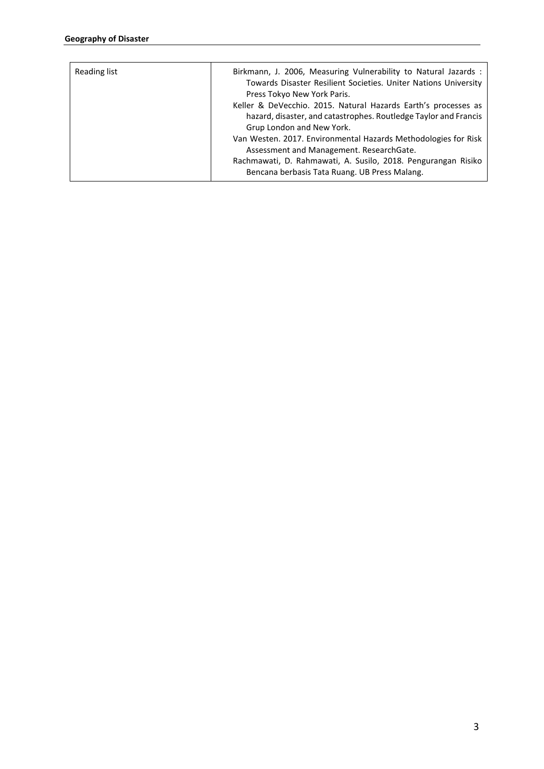| | |
|---|---|
| Reading list | Birkmann, J. 2006, Measuring Vulnerability to Natural Jazards : Towards Disaster Resilient Societies. Uniter Nations University Press Tokyo New York Paris.<br>Keller & DeVecchio. 2015. Natural Hazards Earth's processes as hazard, disaster, and catastrophes. Routledge Taylor and Francis Grup London and New York.<br>Van Westen. 2017. Environmental Hazards Methodologies for Risk Assessment and Management. ResearchGate.<br>Rachmawati, D. Rahmawati, A. Susilo, 2018. Pengurangan Risiko Bencana berbasis Tata Ruang. UB Press Malang. |